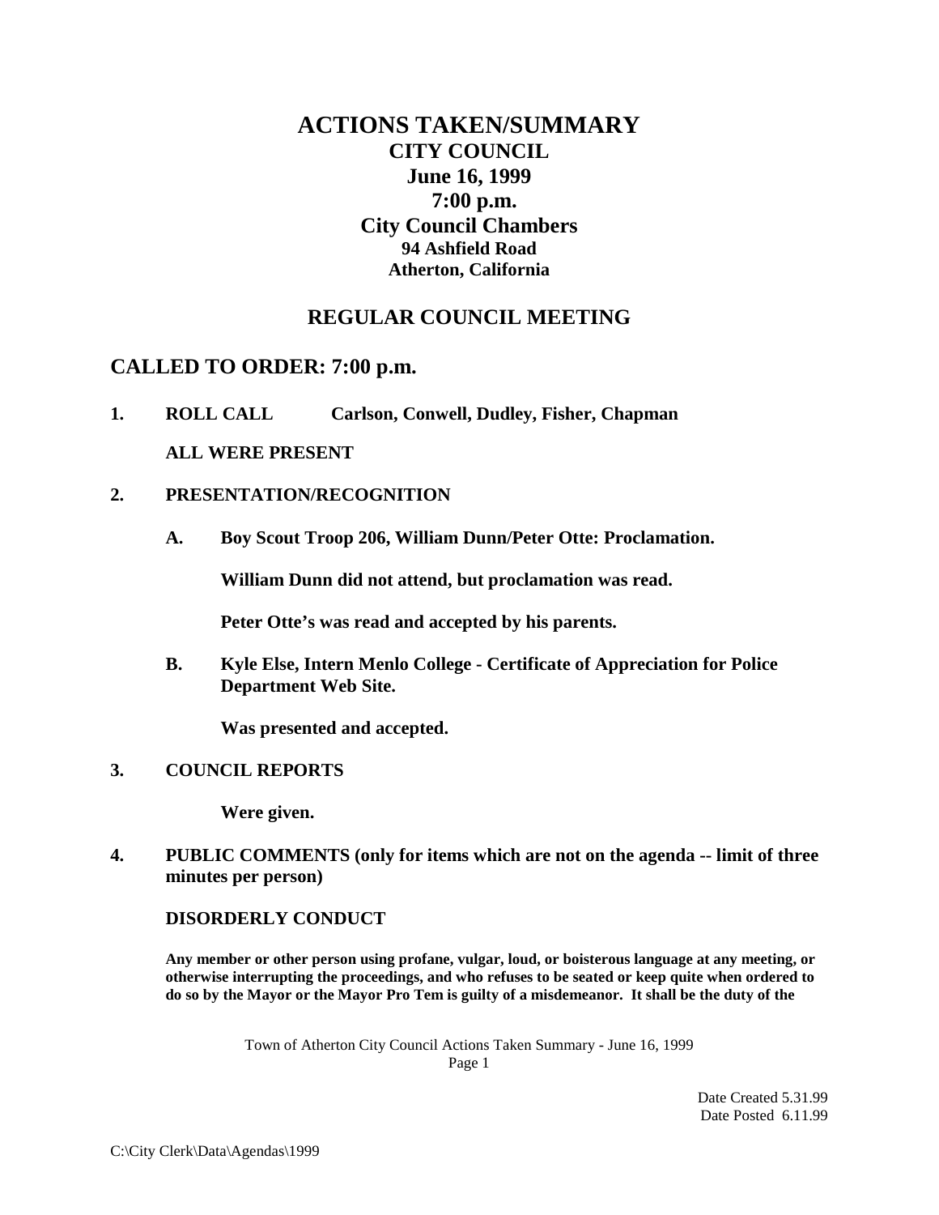# ACTIONS TAKEN/SUMMARY

## CITY COUNCIL

## June 16, 1999

## 7:00 p.m.

## City Council Chambers

**94 Ashfield Road**

**Atherton, California**

## REGULAR COUNCIL MEETING

## CALLED TO ORDER: 7:00 p.m.

**1. ROLL CALL Carlson, Conwell, Dudley, Fisher, Chapman**

**ALL WERE PRESENT**

**2. PRESENTATION/RECOGNITION**

**A. Boy Scout Troop 206, William Dunn/Peter Otte: Proclamation.**

**William Dunn did not attend, but proclamation was read.**

**Peter Otte's was read and accepted by his parents.**

**B. Kyle Else, Intern Menlo College - Certificate of Appreciation for Police Department Web Site.**

**Was presented and accepted.**

**3. COUNCIL REPORTS**

**Were given.**

**4. PUBLIC COMMENTS (only for items which are not on the agenda -- limit of three minutes per person)**

**DISORDERLY CONDUCT**

**Any member or other person using profane, vulgar, loud, or boisterous language at any meeting, or otherwise interrupting the proceedings, and who refuses to be seated or keep quite when ordered to do so by the Mayor or the Mayor Pro Tem is guilty of a misdemeanor. It shall be the duty of the**

Date Created 5.31.99
Date Posted 6.11.99

C:\City Clerk\Data\Agendas\1999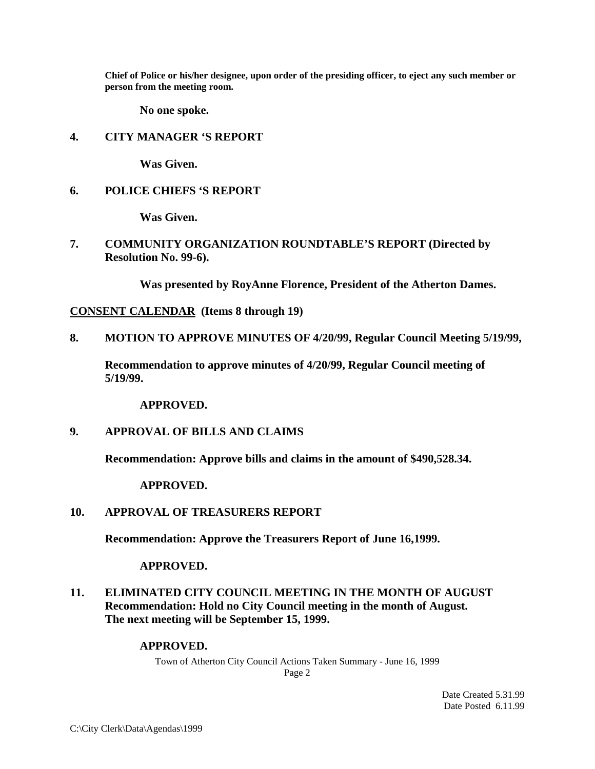**Chief of Police or his/her designee, upon order of the presiding officer, to eject any such member or person from the meeting room.**

**No one spoke.**

**4. CITY MANAGER 'S REPORT**

**Was Given.**

**6. POLICE CHIEFS 'S REPORT**

**Was Given.**

**7. COMMUNITY ORGANIZATION ROUNDTABLE'S REPORT (Directed by Resolution No. 99-6).**

**Was presented by RoyAnne Florence, President of the Atherton Dames.**

**<u>CONSENT CALENDAR</u> (Items 8 through 19)**

**8. MOTION TO APPROVE MINUTES OF 4/20/99, Regular Council Meeting 5/19/99,**

**Recommendation to approve minutes of 4/20/99, Regular Council meeting of 5/19/99.**

**APPROVED.**

**9. APPROVAL OF BILLS AND CLAIMS**

**Recommendation: Approve bills and claims in the amount of $490,528.34.**

**APPROVED.**

**10. APPROVAL OF TREASURERS REPORT**

**Recommendation: Approve the Treasurers Report of June 16,1999.**

**APPROVED.**

**11. ELIMINATED CITY COUNCIL MEETING IN THE MONTH OF AUGUST**
**Recommendation: Hold no City Council meeting in the month of August.**
**The next meeting will be September 15, 1999.**

**APPROVED.**

Town of Atherton City Council Actions Taken Summary - June 16, 1999

Date Created 5.31.99
Date Posted 6.11.99

C:\City Clerk\Data\Agendas\1999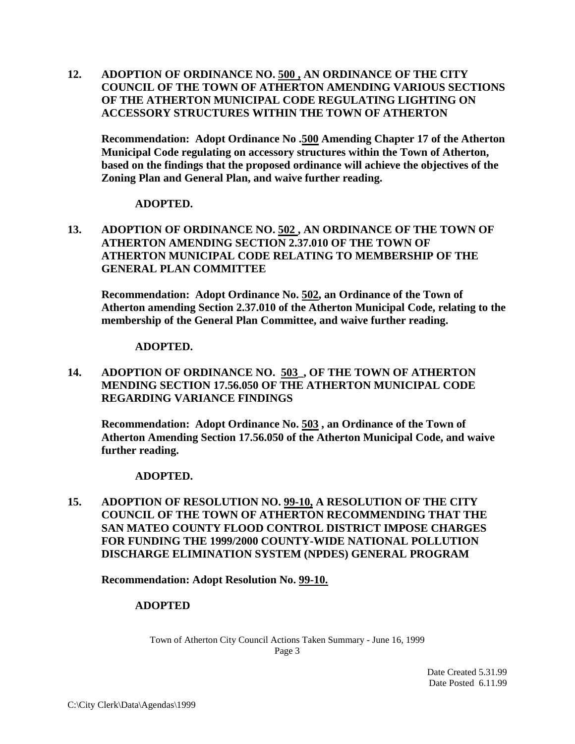**12. ADOPTION OF ORDINANCE NO. 500 , AN ORDINANCE OF THE CITY COUNCIL OF THE TOWN OF ATHERTON AMENDING VARIOUS SECTIONS OF THE ATHERTON MUNICIPAL CODE REGULATING LIGHTING ON ACCESSORY STRUCTURES WITHIN THE TOWN OF ATHERTON**

**Recommendation: Adopt Ordinance No .500 Amending Chapter 17 of the Atherton Municipal Code regulating on accessory structures within the Town of Atherton, based on the findings that the proposed ordinance will achieve the objectives of the Zoning Plan and General Plan, and waive further reading.**

**ADOPTED.**

**13. ADOPTION OF ORDINANCE NO. 502 , AN ORDINANCE OF THE TOWN OF ATHERTON AMENDING SECTION 2.37.010 OF THE TOWN OF ATHERTON MUNICIPAL CODE RELATING TO MEMBERSHIP OF THE GENERAL PLAN COMMITTEE**

**Recommendation: Adopt Ordinance No. 502, an Ordinance of the Town of Atherton amending Section 2.37.010 of the Atherton Municipal Code, relating to the membership of the General Plan Committee, and waive further reading.**

**ADOPTED.**

**14. ADOPTION OF ORDINANCE NO. 503 , OF THE TOWN OF ATHERTON MENDING SECTION 17.56.050 OF THE ATHERTON MUNICIPAL CODE REGARDING VARIANCE FINDINGS**

**Recommendation: Adopt Ordinance No. 503 , an Ordinance of the Town of Atherton Amending Section 17.56.050 of the Atherton Municipal Code, and waive further reading.**

**ADOPTED.**

**15. ADOPTION OF RESOLUTION NO. 99-10, A RESOLUTION OF THE CITY COUNCIL OF THE TOWN OF ATHERTON RECOMMENDING THAT THE SAN MATEO COUNTY FLOOD CONTROL DISTRICT IMPOSE CHARGES FOR FUNDING THE 1999/2000 COUNTY-WIDE NATIONAL POLLUTION DISCHARGE ELIMINATION SYSTEM (NPDES) GENERAL PROGRAM**

**Recommendation: Adopt Resolution No. 99-10.**

**ADOPTED**

Date Created 5.31.99
Date Posted 6.11.99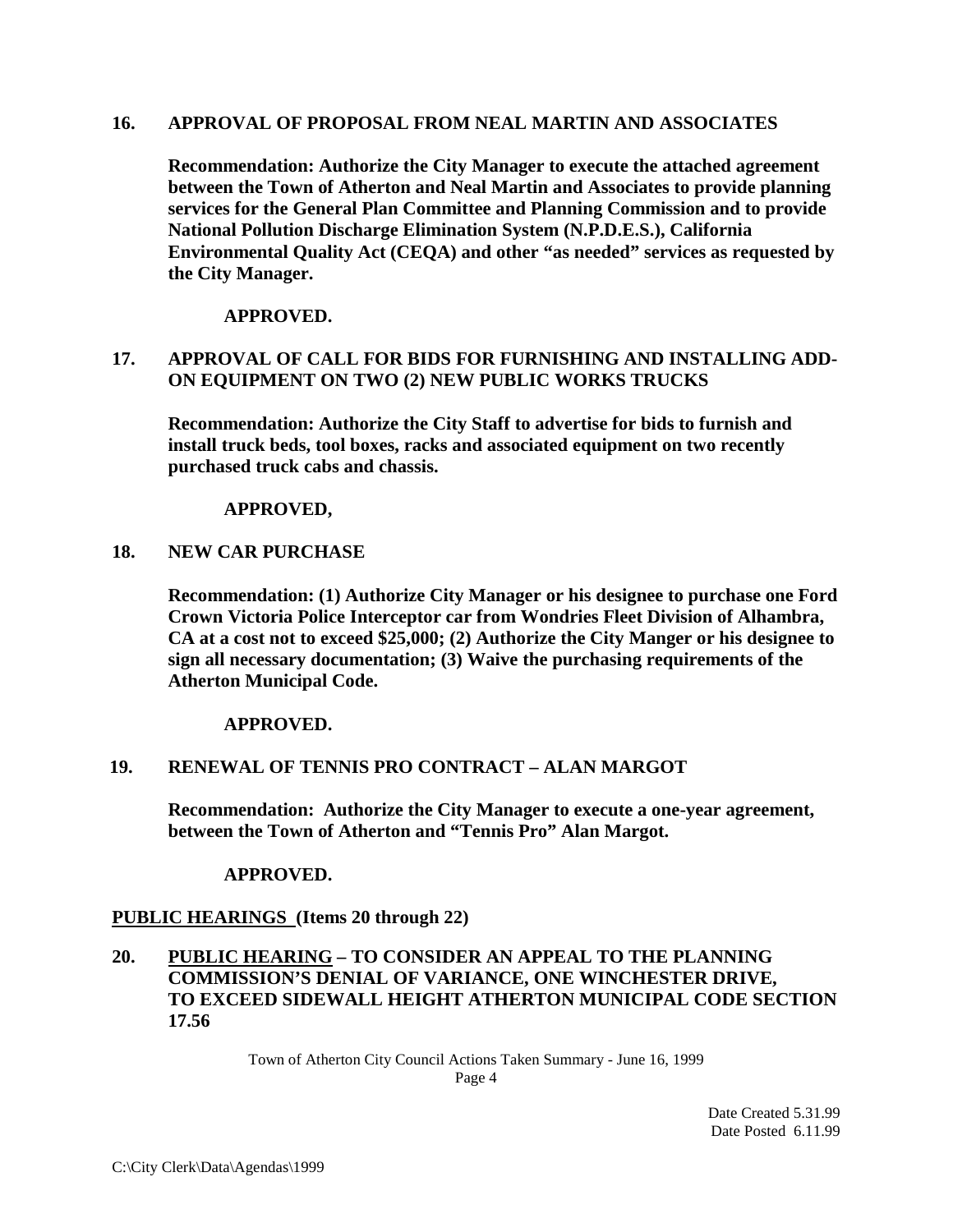**16. APPROVAL OF PROPOSAL FROM NEAL MARTIN AND ASSOCIATES**

**Recommendation: Authorize the City Manager to execute the attached agreement between the Town of Atherton and Neal Martin and Associates to provide planning services for the General Plan Committee and Planning Commission and to provide National Pollution Discharge Elimination System (N.P.D.E.S.), California Environmental Quality Act (CEQA) and other "as needed" services as requested by the City Manager.**

**APPROVED.**

**17. APPROVAL OF CALL FOR BIDS FOR FURNISHING AND INSTALLING ADD-ON EQUIPMENT ON TWO (2) NEW PUBLIC WORKS TRUCKS**

**Recommendation: Authorize the City Staff to advertise for bids to furnish and install truck beds, tool boxes, racks and associated equipment on two recently purchased truck cabs and chassis.**

**APPROVED,**

**18. NEW CAR PURCHASE**

**Recommendation: (1) Authorize City Manager or his designee to purchase one Ford Crown Victoria Police Interceptor car from Wondries Fleet Division of Alhambra, CA at a cost not to exceed $25,000; (2) Authorize the City Manger or his designee to sign all necessary documentation; (3) Waive the purchasing requirements of the Atherton Municipal Code.**

**APPROVED.**

**19. RENEWAL OF TENNIS PRO CONTRACT – ALAN MARGOT**

**Recommendation: Authorize the City Manager to execute a one-year agreement, between the Town of Atherton and "Tennis Pro" Alan Margot.**

**APPROVED.**

**PUBLIC HEARINGS (Items 20 through 22)**

**20. PUBLIC HEARING – TO CONSIDER AN APPEAL TO THE PLANNING COMMISSION'S DENIAL OF VARIANCE, ONE WINCHESTER DRIVE, TO EXCEED SIDEWALL HEIGHT ATHERTON MUNICIPAL CODE SECTION 17.56**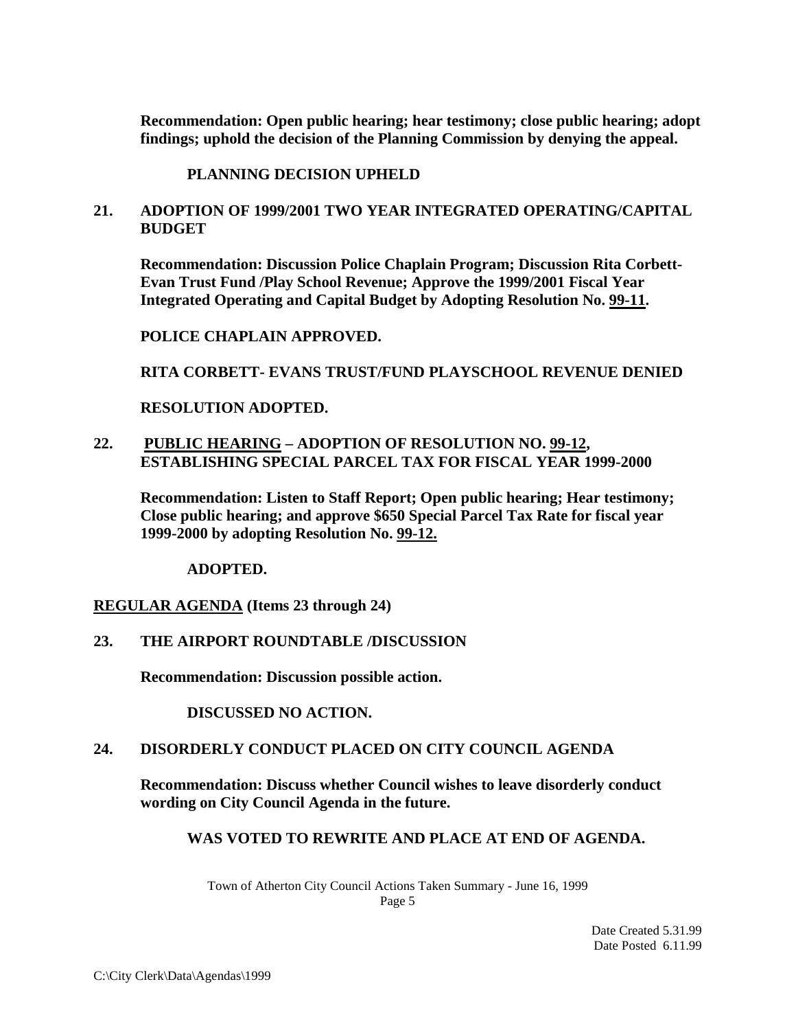**Recommendation: Open public hearing; hear testimony; close public hearing; adopt findings; uphold the decision of the Planning Commission by denying the appeal.**

**PLANNING DECISION UPHELD**

**21. ADOPTION OF 1999/2001 TWO YEAR INTEGRATED OPERATING/CAPITAL BUDGET**

**Recommendation: Discussion Police Chaplain Program; Discussion Rita Corbett-Evan Trust Fund /Play School Revenue; Approve the 1999/2001 Fiscal Year Integrated Operating and Capital Budget by Adopting Resolution No. 99-11.**

**POLICE CHAPLAIN APPROVED.**

**RITA CORBETT- EVANS TRUST/FUND PLAYSCHOOL REVENUE DENIED**

**RESOLUTION ADOPTED.**

**22. PUBLIC HEARING – ADOPTION OF RESOLUTION NO. 99-12, ESTABLISHING SPECIAL PARCEL TAX FOR FISCAL YEAR 1999-2000**

**Recommendation: Listen to Staff Report; Open public hearing; Hear testimony; Close public hearing; and approve $650 Special Parcel Tax Rate for fiscal year 1999-2000 by adopting Resolution No. 99-12.**

**ADOPTED.**

**REGULAR AGENDA (Items 23 through 24)**

**23. THE AIRPORT ROUNDTABLE /DISCUSSION**

**Recommendation: Discussion possible action.**

**DISCUSSED NO ACTION.**

**24. DISORDERLY CONDUCT PLACED ON CITY COUNCIL AGENDA**

**Recommendation: Discuss whether Council wishes to leave disorderly conduct wording on City Council Agenda in the future.**

**WAS VOTED TO REWRITE AND PLACE AT END OF AGENDA.**

Town of Atherton City Council Actions Taken Summary - June 16, 1999

Date Created 5.31.99
Date Posted 6.11.99

C:\City Clerk\Data\Agendas\1999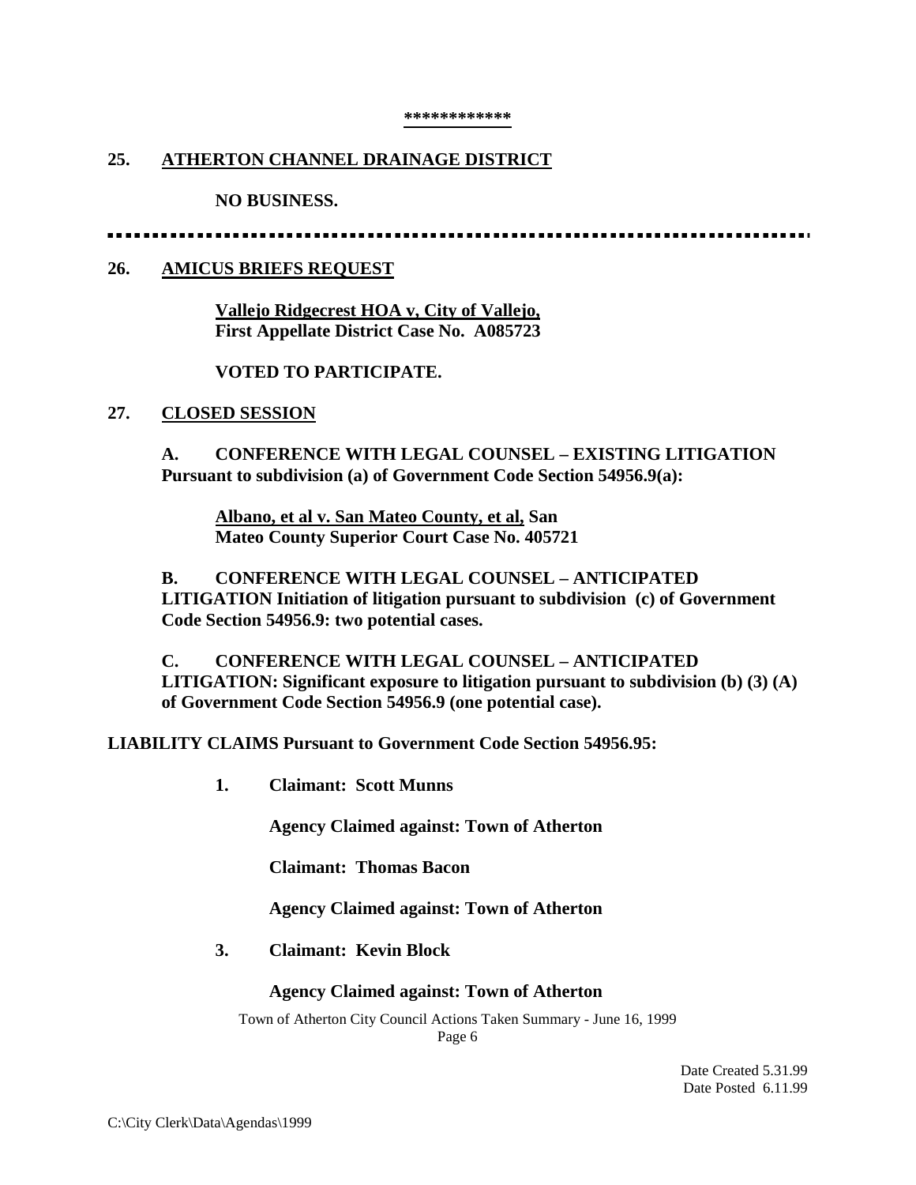**\*\*\*\*\*\*\*\*\*\*\*\***

## 25. ATHERTON CHANNEL DRAINAGE DISTRICT

**NO BUSINESS.**

---

## 26. AMICUS BRIEFS REQUEST

**Vallejo Ridgecrest HOA v, City of Vallejo,**
**First Appellate District Case No. A085723**

**VOTED TO PARTICIPATE.**

## 27. CLOSED SESSION

**A. CONFERENCE WITH LEGAL COUNSEL – EXISTING LITIGATION Pursuant to subdivision (a) of Government Code Section 54956.9(a):**

**Albano, et al v. San Mateo County, et al, San Mateo County Superior Court Case No. 405721**

**B. CONFERENCE WITH LEGAL COUNSEL – ANTICIPATED LITIGATION Initiation of litigation pursuant to subdivision (c) of Government Code Section 54956.9: two potential cases.**

**C. CONFERENCE WITH LEGAL COUNSEL – ANTICIPATED LITIGATION: Significant exposure to litigation pursuant to subdivision (b) (3) (A) of Government Code Section 54956.9 (one potential case).**

**LIABILITY CLAIMS Pursuant to Government Code Section 54956.95:**

**1. Claimant: Scott Munns**

**Agency Claimed against: Town of Atherton**

**Claimant: Thomas Bacon**

**Agency Claimed against: Town of Atherton**

**3. Claimant: Kevin Block**

**Agency Claimed against: Town of Atherton**

Town of Atherton City Council Actions Taken Summary - June 16, 1999

Date Created 5.31.99
Date Posted 6.11.99

C:\City Clerk\Data\Agendas\1999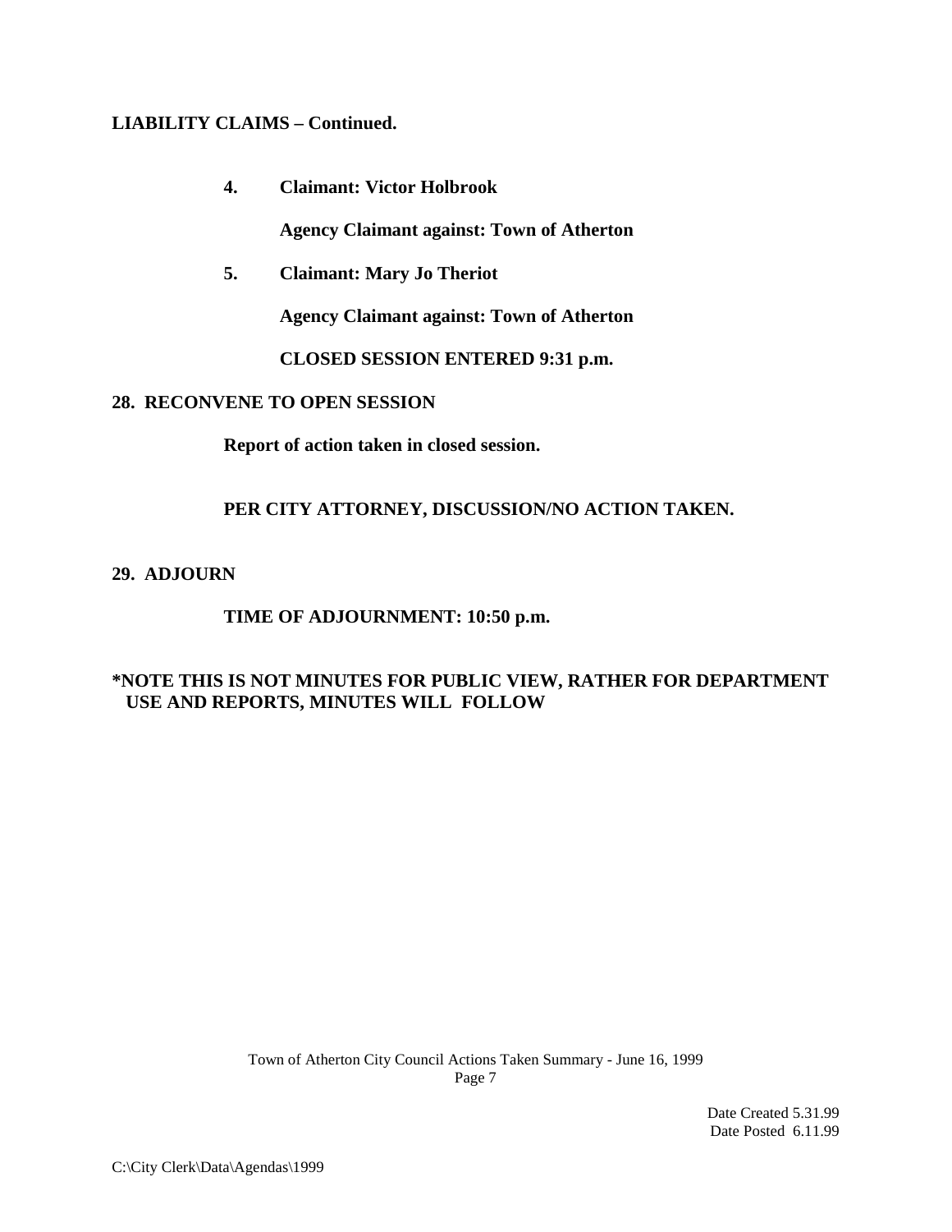**LIABILITY CLAIMS – Continued.**

**4. Claimant: Victor Holbrook**

**Agency Claimant against: Town of Atherton**

**5. Claimant: Mary Jo Theriot**

**Agency Claimant against: Town of Atherton**

**CLOSED SESSION ENTERED 9:31 p.m.**

**28. RECONVENE TO OPEN SESSION**

**Report of action taken in closed session.**

**PER CITY ATTORNEY, DISCUSSION/NO ACTION TAKEN.**

**29. ADJOURN**

**TIME OF ADJOURNMENT: 10:50 p.m.**

**\*NOTE THIS IS NOT MINUTES FOR PUBLIC VIEW, RATHER FOR DEPARTMENT USE AND REPORTS, MINUTES WILL FOLLOW**

Date Created 5.31.99
Date Posted 6.11.99

C:\City Clerk\Data\Agendas\1999